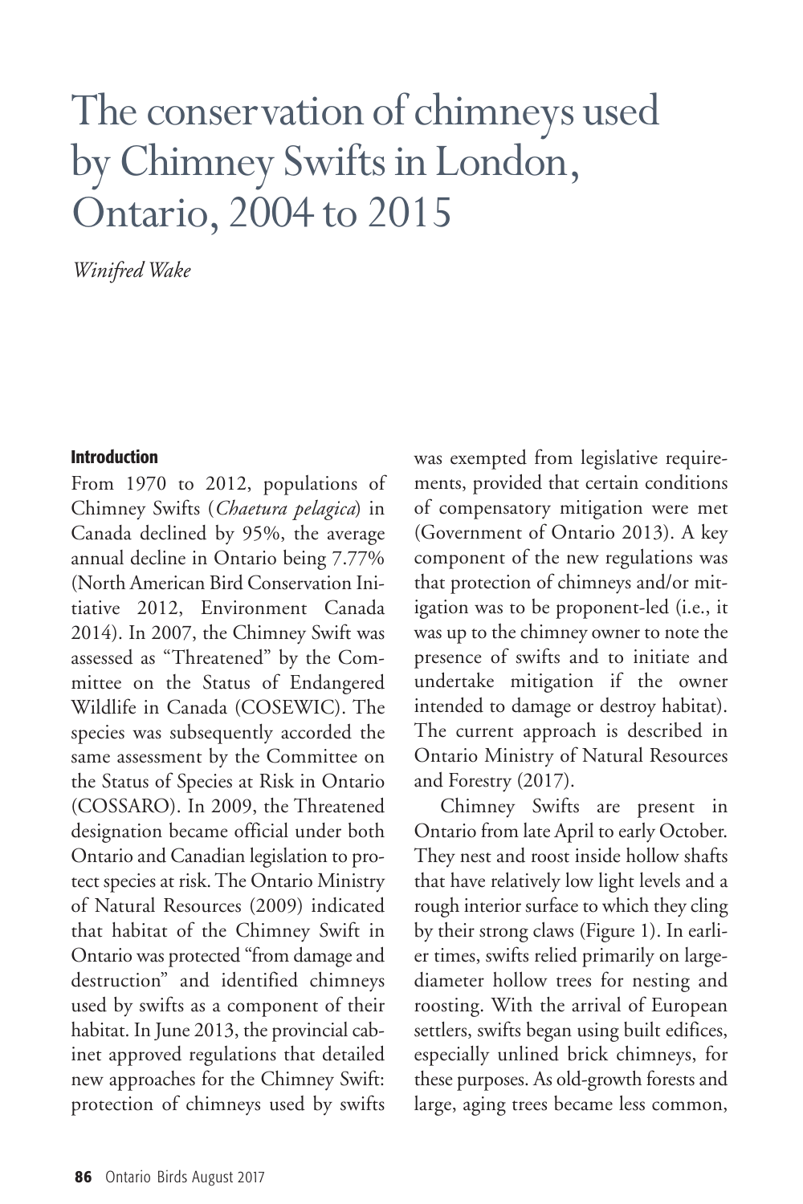# The conservation of chimneys used by Chimney Swifts in London, Ontario, 2004 to 2015

*Winifred Wake*

## Introduction

From 1970 to 2012, populations of Chimney Swifts (*Chaetura pelagica*) in Canada declined by 95%, the average annual decline in Ontario being 7.77% (North American Bird Conservation Initiative 2012, Environment Canada 2014). In 2007, the Chimney Swift was assessed as "Threatened" by the Committee on the Status of Endangered Wildlife in Canada (COSEWIC). The species was subsequently accorded the same assessment by the Committee on the Status of Species at Risk in Ontario (COSSARO). In 2009, the Threatened designation became official under both Ontario and Canadian legislation to protect species at risk. The Ontario Ministry of Natural Resources (2009) indicated that habitat of the Chimney Swift in Ontario was protected "from damage and destruction" and identified chimneys used by swifts as a component of their habitat. In June 2013, the provincial cabinet approved regulations that detailed new approaches for the Chimney Swift: protection of chimneys used by swifts was exempted from legislative requirements, provided that certain conditions of compensatory mitigation were met (Government of Ontario 2013). A key component of the new regulations was that protection of chimneys and/or mitigation was to be proponent-led (i.e., it was up to the chimney owner to note the presence of swifts and to initiate and undertake mitigation if the owner intended to damage or destroy habitat). The current approach is described in Ontario Ministry of Natural Resources and Forestry (2017).

Chimney Swifts are present in Ontario from late April to early October. They nest and roost inside hollow shafts that have relatively low light levels and a rough interior surface to which they cling by their strong claws (Figure 1). In earlier times, swifts relied primarily on large-diameter hollow trees for nesting and roosting. With the arrival of European settlers, swifts began using built edifices, especially unlined brick chimneys, for these purposes. As old-growth forests and large, aging trees became less common,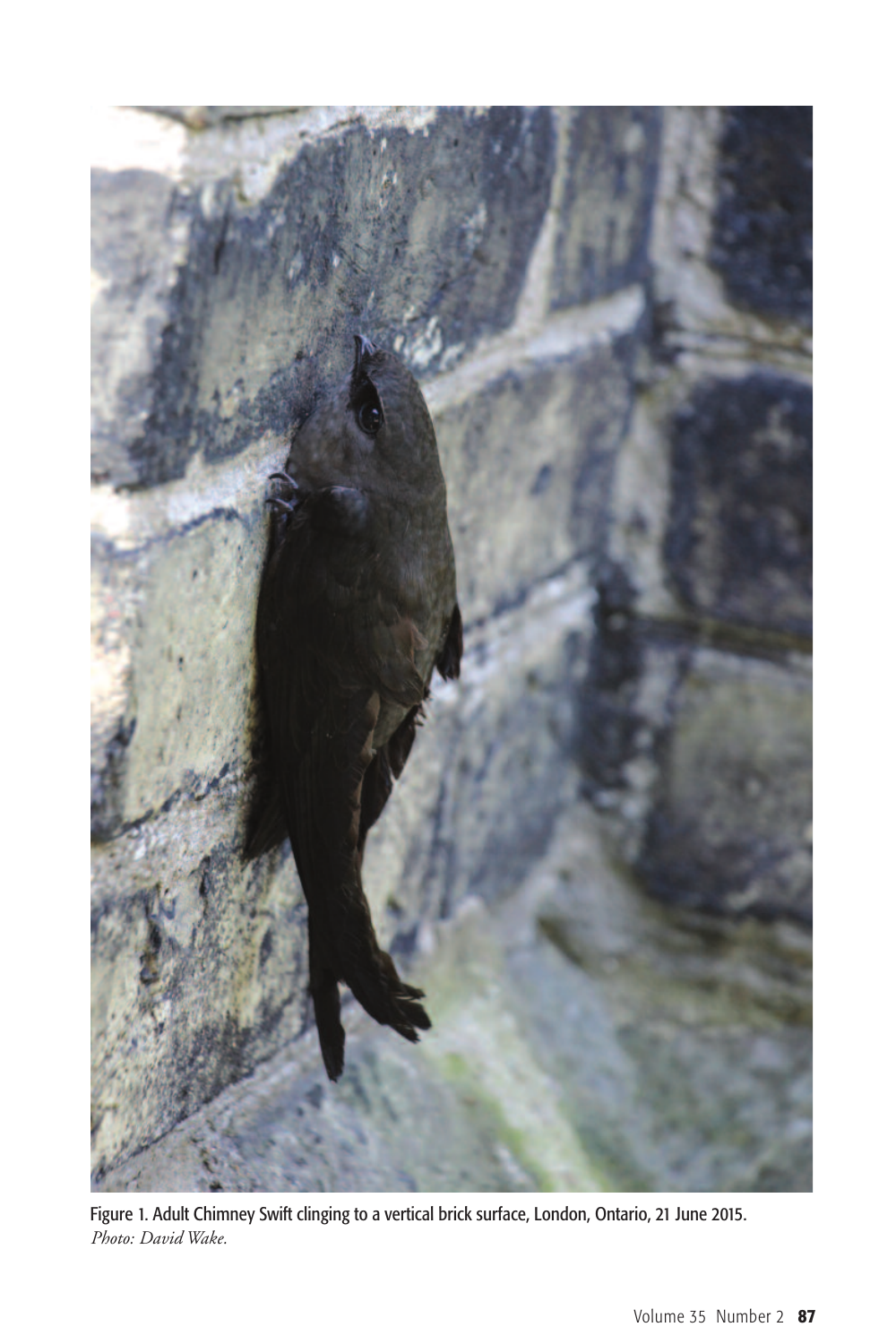Figure 1. Adult Chimney Swift clinging to a vertical brick surface, London, Ontario, 21 June 2015.
*Photo: David Wake.*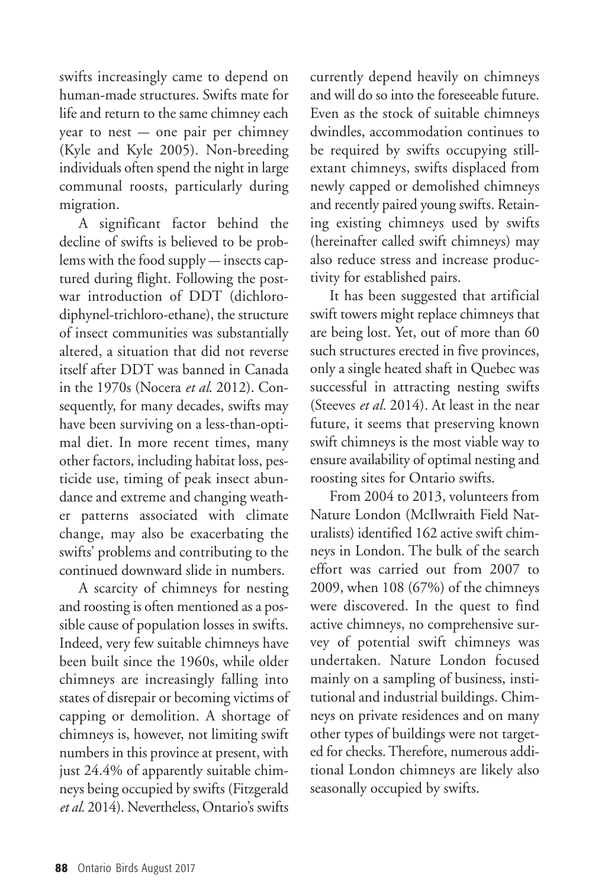swifts increasingly came to depend on human-made structures. Swifts mate for life and return to the same chimney each year to nest — one pair per chimney (Kyle and Kyle 2005). Non-breeding individuals often spend the night in large communal roosts, particularly during migration.

A significant factor behind the decline of swifts is believed to be problems with the food supply — insects captured during flight. Following the postwar introduction of DDT (dichlorodiphynel-trichloro-ethane), the structure of insect communities was substantially altered, a situation that did not reverse itself after DDT was banned in Canada in the 1970s (Nocera *et al.* 2012). Consequently, for many decades, swifts may have been surviving on a less-than-optimal diet. In more recent times, many other factors, including habitat loss, pesticide use, timing of peak insect abundance and extreme and changing weather patterns associated with climate change, may also be exacerbating the swifts' problems and contributing to the continued downward slide in numbers.

A scarcity of chimneys for nesting and roosting is often mentioned as a possible cause of population losses in swifts. Indeed, very few suitable chimneys have been built since the 1960s, while older chimneys are increasingly falling into states of disrepair or becoming victims of capping or demolition. A shortage of chimneys is, however, not limiting swift numbers in this province at present, with just 24.4% of apparently suitable chimneys being occupied by swifts (Fitzgerald *et al.* 2014). Nevertheless, Ontario's swifts currently depend heavily on chimneys and will do so into the foreseeable future. Even as the stock of suitable chimneys dwindles, accommodation continues to be required by swifts occupying still-extant chimneys, swifts displaced from newly capped or demolished chimneys and recently paired young swifts. Retaining existing chimneys used by swifts (hereinafter called swift chimneys) may also reduce stress and increase productivity for established pairs.

It has been suggested that artificial swift towers might replace chimneys that are being lost. Yet, out of more than 60 such structures erected in five provinces, only a single heated shaft in Quebec was successful in attracting nesting swifts (Steeves *et al.* 2014). At least in the near future, it seems that preserving known swift chimneys is the most viable way to ensure availability of optimal nesting and roosting sites for Ontario swifts.

From 2004 to 2013, volunteers from Nature London (McIlwraith Field Naturalists) identified 162 active swift chimneys in London. The bulk of the search effort was carried out from 2007 to 2009, when 108 (67%) of the chimneys were discovered. In the quest to find active chimneys, no comprehensive survey of potential swift chimneys was undertaken. Nature London focused mainly on a sampling of business, institutional and industrial buildings. Chimneys on private residences and on many other types of buildings were not targeted for checks. Therefore, numerous additional London chimneys are likely also seasonally occupied by swifts.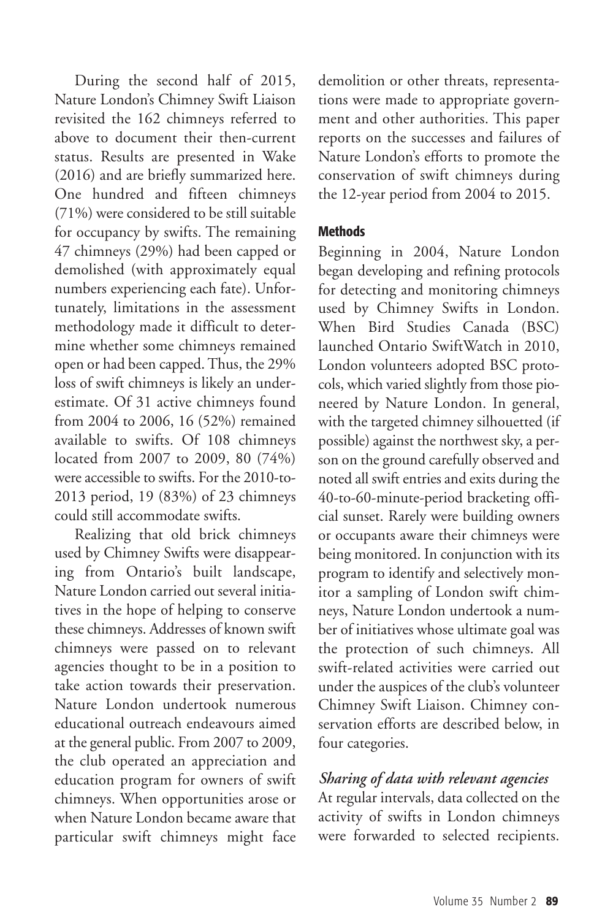During the second half of 2015, Nature London's Chimney Swift Liaison revisited the 162 chimneys referred to above to document their then-current status. Results are presented in Wake (2016) and are briefly summarized here. One hundred and fifteen chimneys (71%) were considered to be still suitable for occupancy by swifts. The remaining 47 chimneys (29%) had been capped or demolished (with approximately equal numbers experiencing each fate). Unfortunately, limitations in the assessment methodology made it difficult to determine whether some chimneys remained open or had been capped. Thus, the 29% loss of swift chimneys is likely an underestimate. Of 31 active chimneys found from 2004 to 2006, 16 (52%) remained available to swifts. Of 108 chimneys located from 2007 to 2009, 80 (74%) were accessible to swifts. For the 2010-to-2013 period, 19 (83%) of 23 chimneys could still accommodate swifts.

Realizing that old brick chimneys used by Chimney Swifts were disappearing from Ontario's built landscape, Nature London carried out several initiatives in the hope of helping to conserve these chimneys. Addresses of known swift chimneys were passed on to relevant agencies thought to be in a position to take action towards their preservation. Nature London undertook numerous educational outreach endeavours aimed at the general public. From 2007 to 2009, the club operated an appreciation and education program for owners of swift chimneys. When opportunities arose or when Nature London became aware that particular swift chimneys might face demolition or other threats, representations were made to appropriate government and other authorities. This paper reports on the successes and failures of Nature London's efforts to promote the conservation of swift chimneys during the 12-year period from 2004 to 2015.

## Methods

Beginning in 2004, Nature London began developing and refining protocols for detecting and monitoring chimneys used by Chimney Swifts in London. When Bird Studies Canada (BSC) launched Ontario SwiftWatch in 2010, London volunteers adopted BSC protocols, which varied slightly from those pioneered by Nature London. In general, with the targeted chimney silhouetted (if possible) against the northwest sky, a person on the ground carefully observed and noted all swift entries and exits during the 40-to-60-minute-period bracketing official sunset. Rarely were building owners or occupants aware their chimneys were being monitored. In conjunction with its program to identify and selectively monitor a sampling of London swift chimneys, Nature London undertook a number of initiatives whose ultimate goal was the protection of such chimneys. All swift-related activities were carried out under the auspices of the club's volunteer Chimney Swift Liaison. Chimney conservation efforts are described below, in four categories.

### *Sharing of data with relevant agencies*

At regular intervals, data collected on the activity of swifts in London chimneys were forwarded to selected recipients.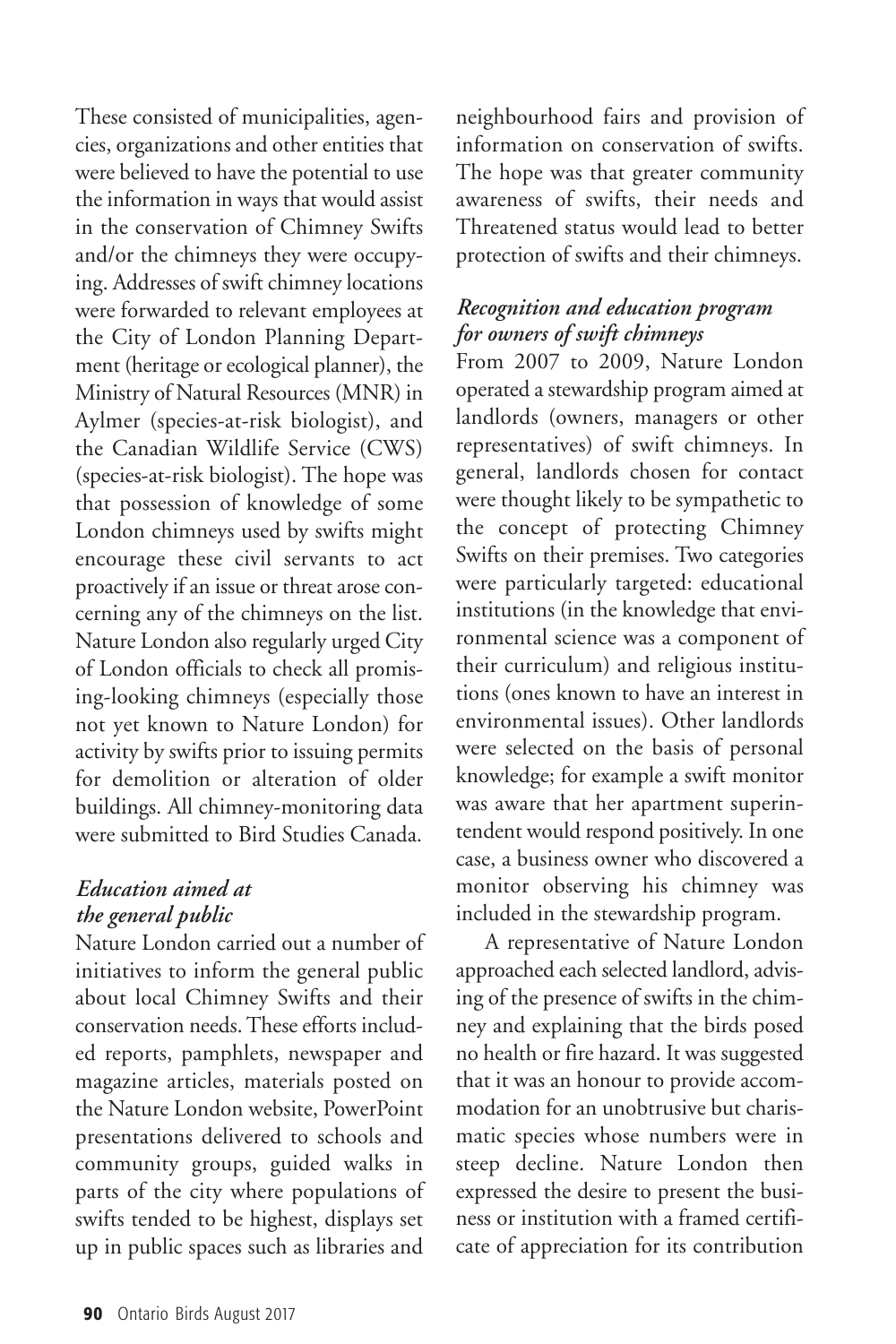These consisted of municipalities, agencies, organizations and other entities that were believed to have the potential to use the information in ways that would assist in the conservation of Chimney Swifts and/or the chimneys they were occupying. Addresses of swift chimney locations were forwarded to relevant employees at the City of London Planning Department (heritage or ecological planner), the Ministry of Natural Resources (MNR) in Aylmer (species-at-risk biologist), and the Canadian Wildlife Service (CWS) (species-at-risk biologist). The hope was that possession of knowledge of some London chimneys used by swifts might encourage these civil servants to act proactively if an issue or threat arose concerning any of the chimneys on the list. Nature London also regularly urged City of London officials to check all promising-looking chimneys (especially those not yet known to Nature London) for activity by swifts prior to issuing permits for demolition or alteration of older buildings. All chimney-monitoring data were submitted to Bird Studies Canada.

### *Education aimed at the general public*

Nature London carried out a number of initiatives to inform the general public about local Chimney Swifts and their conservation needs. These efforts included reports, pamphlets, newspaper and magazine articles, materials posted on the Nature London website, PowerPoint presentations delivered to schools and community groups, guided walks in parts of the city where populations of swifts tended to be highest, displays set up in public spaces such as libraries and neighbourhood fairs and provision of information on conservation of swifts. The hope was that greater community awareness of swifts, their needs and Threatened status would lead to better protection of swifts and their chimneys.

### *Recognition and education program for owners of swift chimneys*

From 2007 to 2009, Nature London operated a stewardship program aimed at landlords (owners, managers or other representatives) of swift chimneys. In general, landlords chosen for contact were thought likely to be sympathetic to the concept of protecting Chimney Swifts on their premises. Two categories were particularly targeted: educational institutions (in the knowledge that environmental science was a component of their curriculum) and religious institutions (ones known to have an interest in environmental issues). Other landlords were selected on the basis of personal knowledge; for example a swift monitor was aware that her apartment superintendent would respond positively. In one case, a business owner who discovered a monitor observing his chimney was included in the stewardship program.

A representative of Nature London approached each selected landlord, advising of the presence of swifts in the chimney and explaining that the birds posed no health or fire hazard. It was suggested that it was an honour to provide accommodation for an unobtrusive but charismatic species whose numbers were in steep decline. Nature London then expressed the desire to present the business or institution with a framed certificate of appreciation for its contribution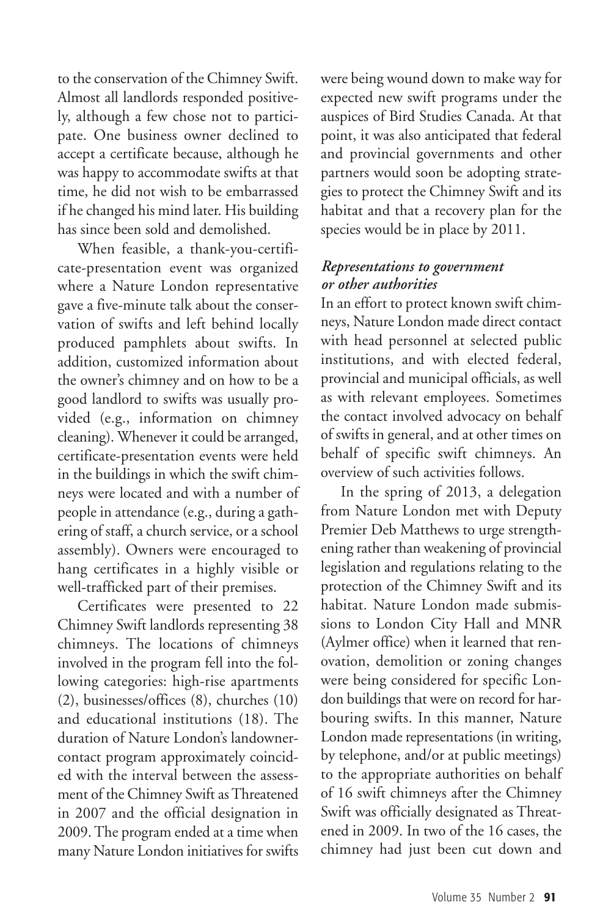to the conservation of the Chimney Swift. Almost all landlords responded positively, although a few chose not to participate. One business owner declined to accept a certificate because, although he was happy to accommodate swifts at that time, he did not wish to be embarrassed if he changed his mind later. His building has since been sold and demolished.

When feasible, a thank-you-certificate-presentation event was organized where a Nature London representative gave a five-minute talk about the conservation of swifts and left behind locally produced pamphlets about swifts. In addition, customized information about the owner's chimney and on how to be a good landlord to swifts was usually provided (e.g., information on chimney cleaning). Whenever it could be arranged, certificate-presentation events were held in the buildings in which the swift chimneys were located and with a number of people in attendance (e.g., during a gathering of staff, a church service, or a school assembly). Owners were encouraged to hang certificates in a highly visible or well-trafficked part of their premises.

Certificates were presented to 22 Chimney Swift landlords representing 38 chimneys. The locations of chimneys involved in the program fell into the following categories: high-rise apartments (2), businesses/offices (8), churches (10) and educational institutions (18). The duration of Nature London's landowner-contact program approximately coincided with the interval between the assessment of the Chimney Swift as Threatened in 2007 and the official designation in 2009. The program ended at a time when many Nature London initiatives for swifts were being wound down to make way for expected new swift programs under the auspices of Bird Studies Canada. At that point, it was also anticipated that federal and provincial governments and other partners would soon be adopting strategies to protect the Chimney Swift and its habitat and that a recovery plan for the species would be in place by 2011.

### *Representations to government or other authorities*

In an effort to protect known swift chimneys, Nature London made direct contact with head personnel at selected public institutions, and with elected federal, provincial and municipal officials, as well as with relevant employees. Sometimes the contact involved advocacy on behalf of swifts in general, and at other times on behalf of specific swift chimneys. An overview of such activities follows.

In the spring of 2013, a delegation from Nature London met with Deputy Premier Deb Matthews to urge strengthening rather than weakening of provincial legislation and regulations relating to the protection of the Chimney Swift and its habitat. Nature London made submissions to London City Hall and MNR (Aylmer office) when it learned that renovation, demolition or zoning changes were being considered for specific London buildings that were on record for harbouring swifts. In this manner, Nature London made representations (in writing, by telephone, and/or at public meetings) to the appropriate authorities on behalf of 16 swift chimneys after the Chimney Swift was officially designated as Threatened in 2009. In two of the 16 cases, the chimney had just been cut down and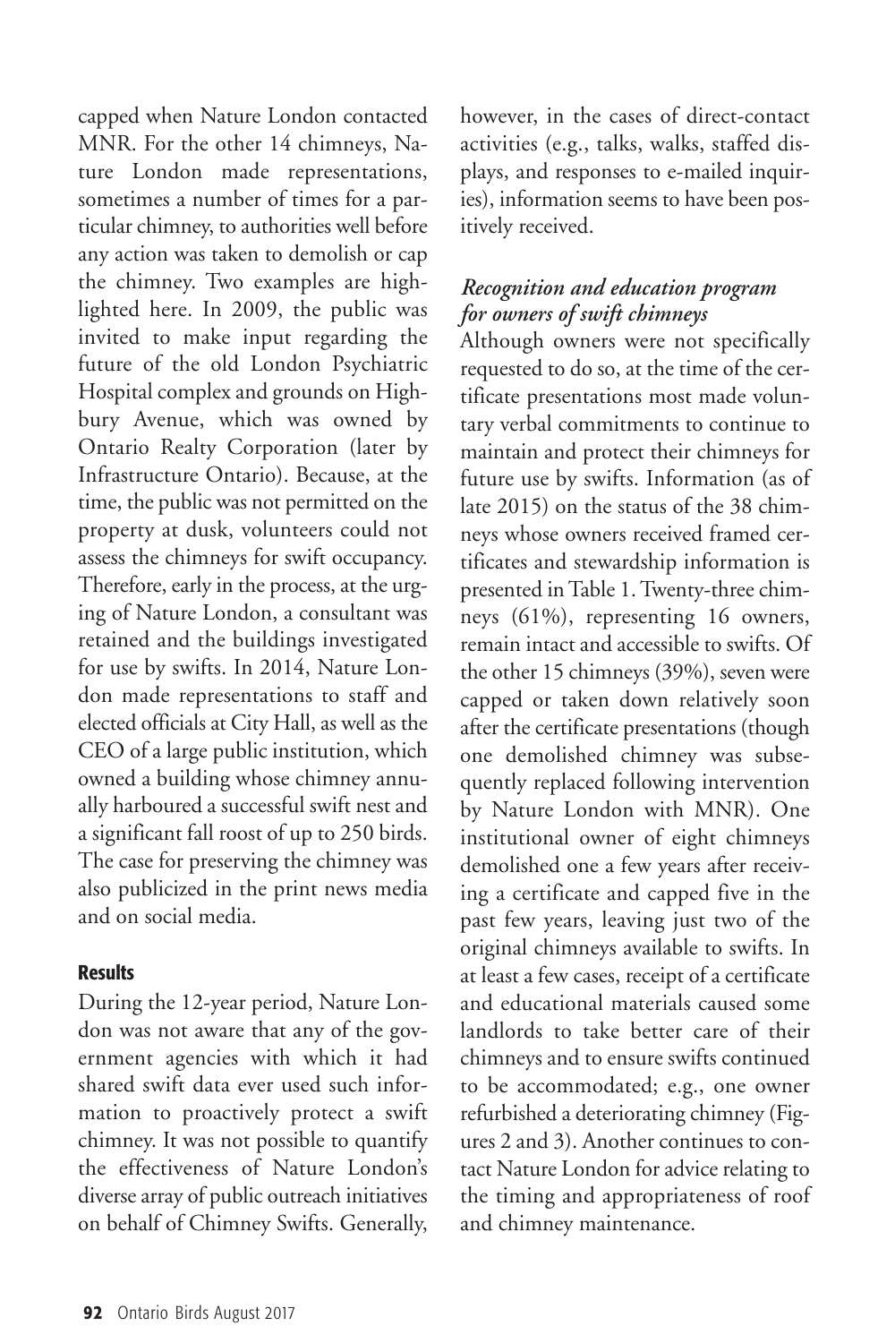capped when Nature London contacted MNR. For the other 14 chimneys, Nature London made representations, sometimes a number of times for a particular chimney, to authorities well before any action was taken to demolish or cap the chimney. Two examples are highlighted here. In 2009, the public was invited to make input regarding the future of the old London Psychiatric Hospital complex and grounds on Highbury Avenue, which was owned by Ontario Realty Corporation (later by Infrastructure Ontario). Because, at the time, the public was not permitted on the property at dusk, volunteers could not assess the chimneys for swift occupancy. Therefore, early in the process, at the urging of Nature London, a consultant was retained and the buildings investigated for use by swifts. In 2014, Nature London made representations to staff and elected officials at City Hall, as well as the CEO of a large public institution, which owned a building whose chimney annually harboured a successful swift nest and a significant fall roost of up to 250 birds. The case for preserving the chimney was also publicized in the print news media and on social media.

## Results

During the 12-year period, Nature London was not aware that any of the government agencies with which it had shared swift data ever used such information to proactively protect a swift chimney. It was not possible to quantify the effectiveness of Nature London's diverse array of public outreach initiatives on behalf of Chimney Swifts. Generally, however, in the cases of direct-contact activities (e.g., talks, walks, staffed displays, and responses to e-mailed inquiries), information seems to have been positively received.

### *Recognition and education program for owners of swift chimneys*

Although owners were not specifically requested to do so, at the time of the certificate presentations most made voluntary verbal commitments to continue to maintain and protect their chimneys for future use by swifts. Information (as of late 2015) on the status of the 38 chimneys whose owners received framed certificates and stewardship information is presented in Table 1. Twenty-three chimneys (61%), representing 16 owners, remain intact and accessible to swifts. Of the other 15 chimneys (39%), seven were capped or taken down relatively soon after the certificate presentations (though one demolished chimney was subsequently replaced following intervention by Nature London with MNR). One institutional owner of eight chimneys demolished one a few years after receiving a certificate and capped five in the past few years, leaving just two of the original chimneys available to swifts. In at least a few cases, receipt of a certificate and educational materials caused some landlords to take better care of their chimneys and to ensure swifts continued to be accommodated; e.g., one owner refurbished a deteriorating chimney (Figures 2 and 3). Another continues to contact Nature London for advice relating to the timing and appropriateness of roof and chimney maintenance.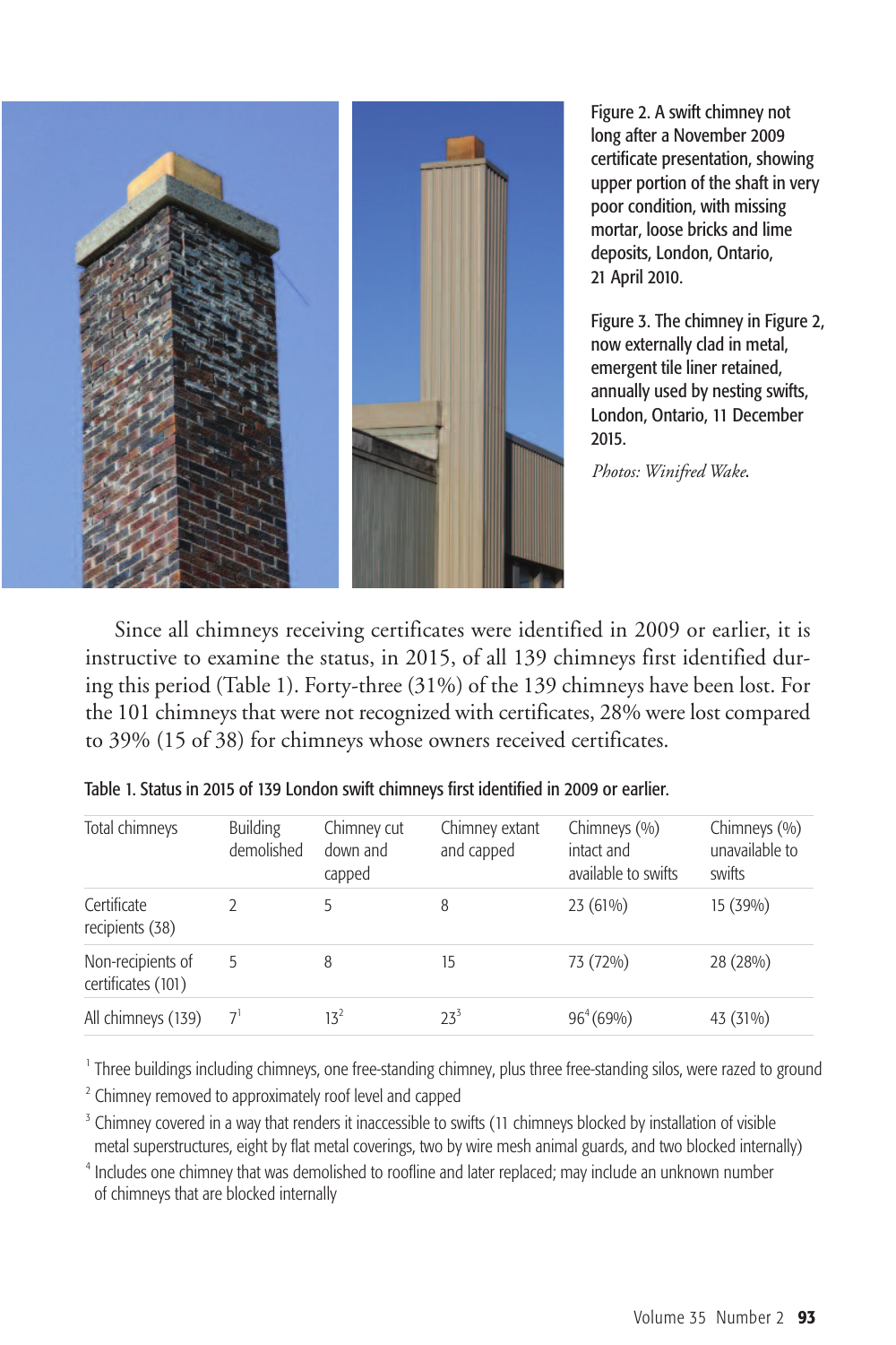Figure 2. A swift chimney not long after a November 2009 certificate presentation, showing upper portion of the shaft in very poor condition, with missing mortar, loose bricks and lime deposits, London, Ontario, 21 April 2010.

Figure 3. The chimney in Figure 2, now externally clad in metal, emergent tile liner retained, annually used by nesting swifts, London, Ontario, 11 December 2015.

*Photos: Winifred Wake.*

Since all chimneys receiving certificates were identified in 2009 or earlier, it is instructive to examine the status, in 2015, of all 139 chimneys first identified during this period (Table 1). Forty-three (31%) of the 139 chimneys have been lost. For the 101 chimneys that were not recognized with certificates, 28% were lost compared to 39% (15 of 38) for chimneys whose owners received certificates.

Table 1. Status in 2015 of 139 London swift chimneys first identified in 2009 or earlier.

| Total chimneys | Building demolished | Chimney cut down and capped | Chimney extant and capped | Chimneys (%) intact and available to swifts | Chimneys (%) unavailable to swifts |
|---|---|---|---|---|---|
| Certificate recipients (38) | 2 | 5 | 8 | 23 (61%) | 15 (39%) |
| Non-recipients of certificates (101) | 5 | 8 | 15 | 73 (72%) | 28 (28%) |
| All chimneys (139) | 7[1] | 13[2] | 23[3] | 96[4] (69%) | 43 (31%) |

[1] Three buildings including chimneys, one free-standing chimney, plus three free-standing silos, were razed to ground

[2] Chimney removed to approximately roof level and capped

[3] Chimney covered in a way that renders it inaccessible to swifts (11 chimneys blocked by installation of visible metal superstructures, eight by flat metal coverings, two by wire mesh animal guards, and two blocked internally)

[4] Includes one chimney that was demolished to roofline and later replaced; may include an unknown number of chimneys that are blocked internally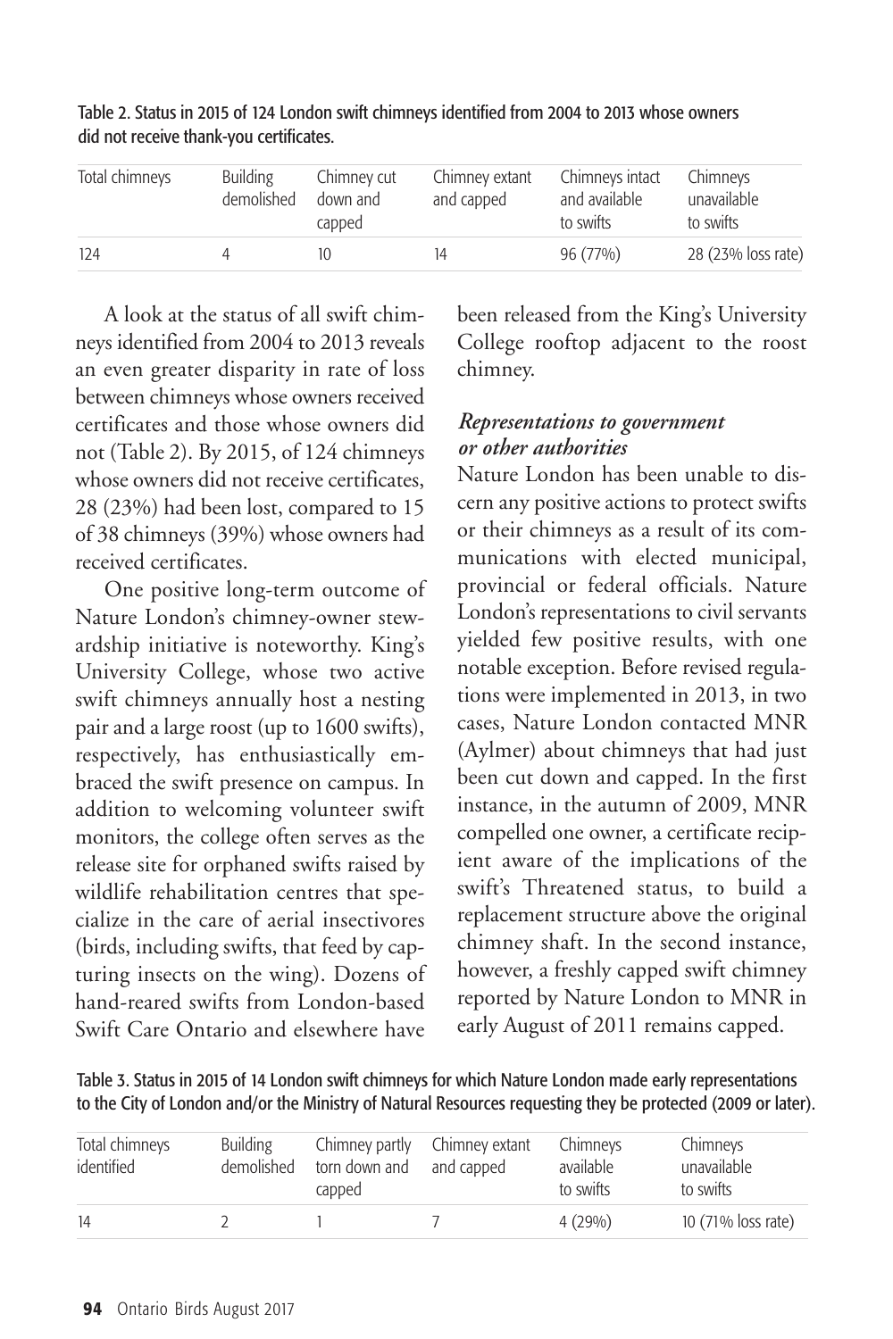Table 2. Status in 2015 of 124 London swift chimneys identified from 2004 to 2013 whose owners did not receive thank-you certificates.

| Total chimneys | Building demolished | Chimney cut down and capped | Chimney extant and capped | Chimneys intact and available to swifts | Chimneys unavailable to swifts |
|---|---|---|---|---|---|
| 124 | 4 | 10 | 14 | 96 (77%) | 28 (23% loss rate) |

A look at the status of all swift chimneys identified from 2004 to 2013 reveals an even greater disparity in rate of loss between chimneys whose owners received certificates and those whose owners did not (Table 2). By 2015, of 124 chimneys whose owners did not receive certificates, 28 (23%) had been lost, compared to 15 of 38 chimneys (39%) whose owners had received certificates.

One positive long-term outcome of Nature London's chimney-owner stewardship initiative is noteworthy. King's University College, whose two active swift chimneys annually host a nesting pair and a large roost (up to 1600 swifts), respectively, has enthusiastically embraced the swift presence on campus. In addition to welcoming volunteer swift monitors, the college often serves as the release site for orphaned swifts raised by wildlife rehabilitation centres that specialize in the care of aerial insectivores (birds, including swifts, that feed by capturing insects on the wing). Dozens of hand-reared swifts from London-based Swift Care Ontario and elsewhere have been released from the King's University College rooftop adjacent to the roost chimney.

### *Representations to government or other authorities*

Nature London has been unable to discern any positive actions to protect swifts or their chimneys as a result of its communications with elected municipal, provincial or federal officials. Nature London's representations to civil servants yielded few positive results, with one notable exception. Before revised regulations were implemented in 2013, in two cases, Nature London contacted MNR (Aylmer) about chimneys that had just been cut down and capped. In the first instance, in the autumn of 2009, MNR compelled one owner, a certificate recipient aware of the implications of the swift's Threatened status, to build a replacement structure above the original chimney shaft. In the second instance, however, a freshly capped swift chimney reported by Nature London to MNR in early August of 2011 remains capped.

Table 3. Status in 2015 of 14 London swift chimneys for which Nature London made early representations to the City of London and/or the Ministry of Natural Resources requesting they be protected (2009 or later).

| Total chimneys identified | Building demolished | Chimney partly torn down and capped | Chimney extant and capped | Chimneys available to swifts | Chimneys unavailable to swifts |
|---|---|---|---|---|---|
| 14 | 2 | 1 | 7 | 4 (29%) | 10 (71% loss rate) |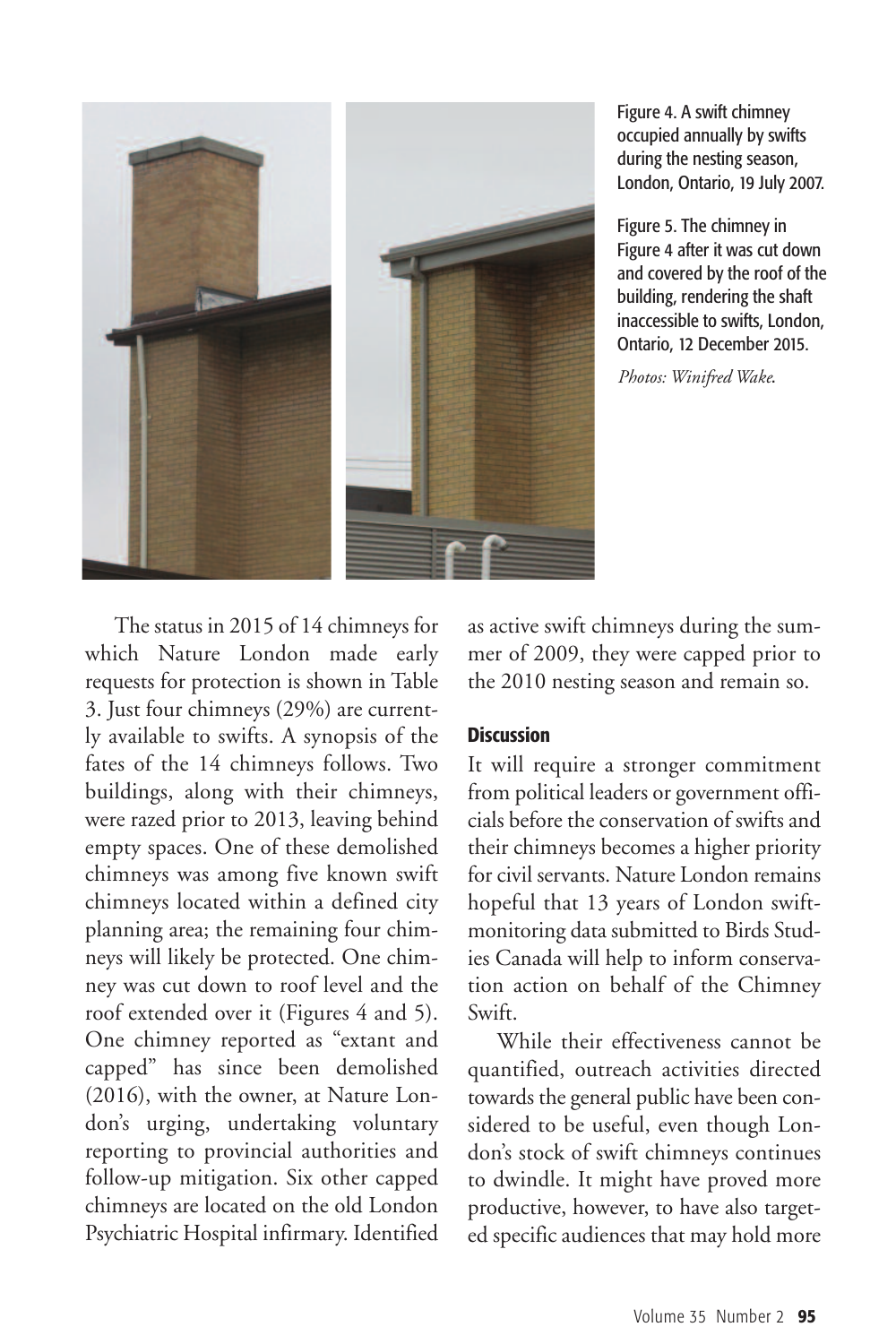Figure 4. A swift chimney occupied annually by swifts during the nesting season, London, Ontario, 19 July 2007.

Figure 5. The chimney in Figure 4 after it was cut down and covered by the roof of the building, rendering the shaft inaccessible to swifts, London, Ontario, 12 December 2015.

*Photos: Winifred Wake.*

The status in 2015 of 14 chimneys for which Nature London made early requests for protection is shown in Table 3. Just four chimneys (29%) are currently available to swifts. A synopsis of the fates of the 14 chimneys follows. Two buildings, along with their chimneys, were razed prior to 2013, leaving behind empty spaces. One of these demolished chimneys was among five known swift chimneys located within a defined city planning area; the remaining four chimneys will likely be protected. One chimney was cut down to roof level and the roof extended over it (Figures 4 and 5). One chimney reported as "extant and capped" has since been demolished (2016), with the owner, at Nature London's urging, undertaking voluntary reporting to provincial authorities and follow-up mitigation. Six other capped chimneys are located on the old London Psychiatric Hospital infirmary. Identified as active swift chimneys during the summer of 2009, they were capped prior to the 2010 nesting season and remain so.

### Discussion

It will require a stronger commitment from political leaders or government officials before the conservation of swifts and their chimneys becomes a higher priority for civil servants. Nature London remains hopeful that 13 years of London swift-monitoring data submitted to Birds Studies Canada will help to inform conservation action on behalf of the Chimney Swift.

While their effectiveness cannot be quantified, outreach activities directed towards the general public have been considered to be useful, even though London's stock of swift chimneys continues to dwindle. It might have proved more productive, however, to have also targeted specific audiences that may hold more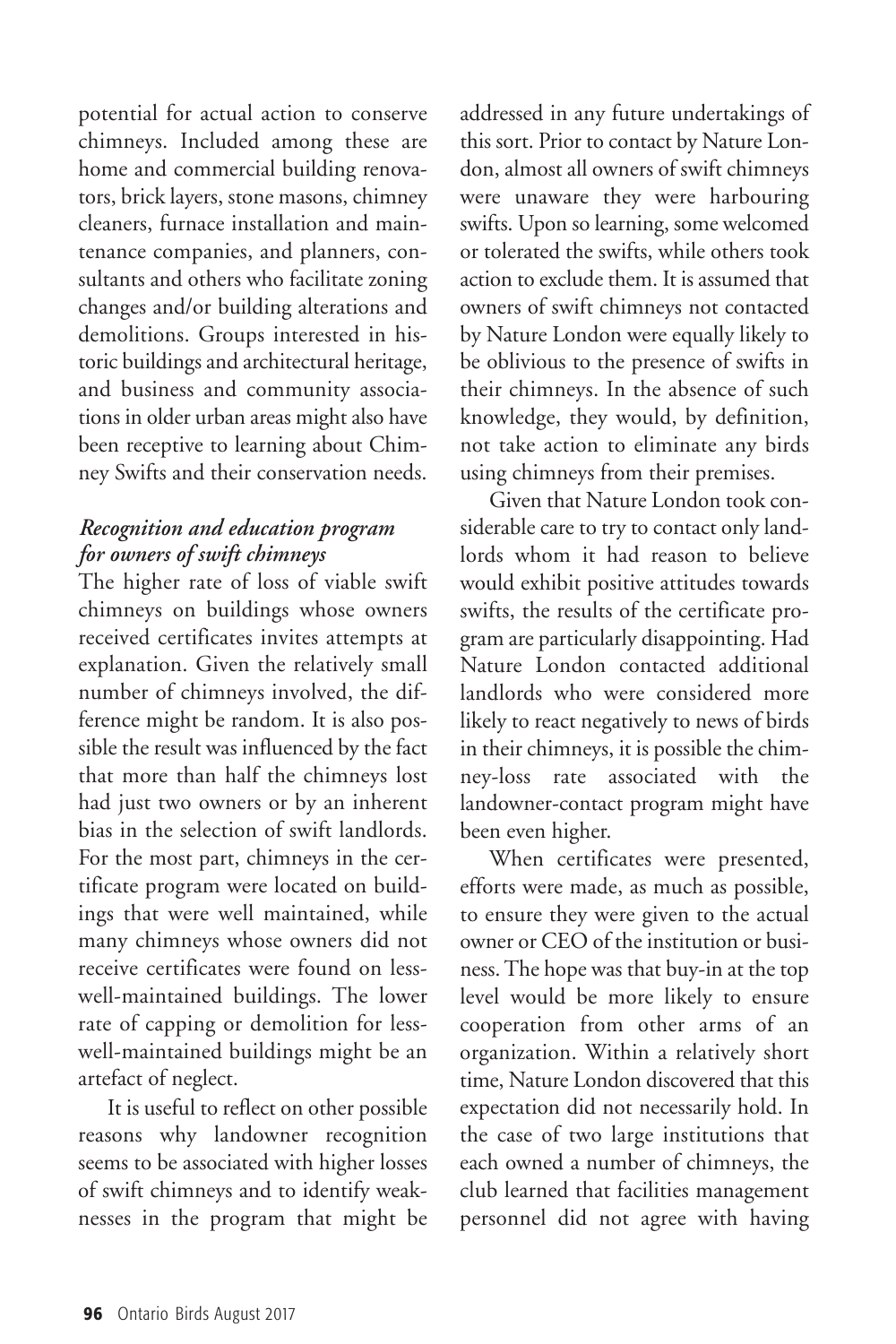potential for actual action to conserve chimneys. Included among these are home and commercial building renovators, brick layers, stone masons, chimney cleaners, furnace installation and maintenance companies, and planners, consultants and others who facilitate zoning changes and/or building alterations and demolitions. Groups interested in historic buildings and architectural heritage, and business and community associations in older urban areas might also have been receptive to learning about Chimney Swifts and their conservation needs.

### *Recognition and education program for owners of swift chimneys*

The higher rate of loss of viable swift chimneys on buildings whose owners received certificates invites attempts at explanation. Given the relatively small number of chimneys involved, the difference might be random. It is also possible the result was influenced by the fact that more than half the chimneys lost had just two owners or by an inherent bias in the selection of swift landlords. For the most part, chimneys in the certificate program were located on buildings that were well maintained, while many chimneys whose owners did not receive certificates were found on less-well-maintained buildings. The lower rate of capping or demolition for less-well-maintained buildings might be an artefact of neglect.

It is useful to reflect on other possible reasons why landowner recognition seems to be associated with higher losses of swift chimneys and to identify weaknesses in the program that might be addressed in any future undertakings of this sort. Prior to contact by Nature London, almost all owners of swift chimneys were unaware they were harbouring swifts. Upon so learning, some welcomed or tolerated the swifts, while others took action to exclude them. It is assumed that owners of swift chimneys not contacted by Nature London were equally likely to be oblivious to the presence of swifts in their chimneys. In the absence of such knowledge, they would, by definition, not take action to eliminate any birds using chimneys from their premises.

Given that Nature London took considerable care to try to contact only landlords whom it had reason to believe would exhibit positive attitudes towards swifts, the results of the certificate program are particularly disappointing. Had Nature London contacted additional landlords who were considered more likely to react negatively to news of birds in their chimneys, it is possible the chimney-loss rate associated with the landowner-contact program might have been even higher.

When certificates were presented, efforts were made, as much as possible, to ensure they were given to the actual owner or CEO of the institution or business. The hope was that buy-in at the top level would be more likely to ensure cooperation from other arms of an organization. Within a relatively short time, Nature London discovered that this expectation did not necessarily hold. In the case of two large institutions that each owned a number of chimneys, the club learned that facilities management personnel did not agree with having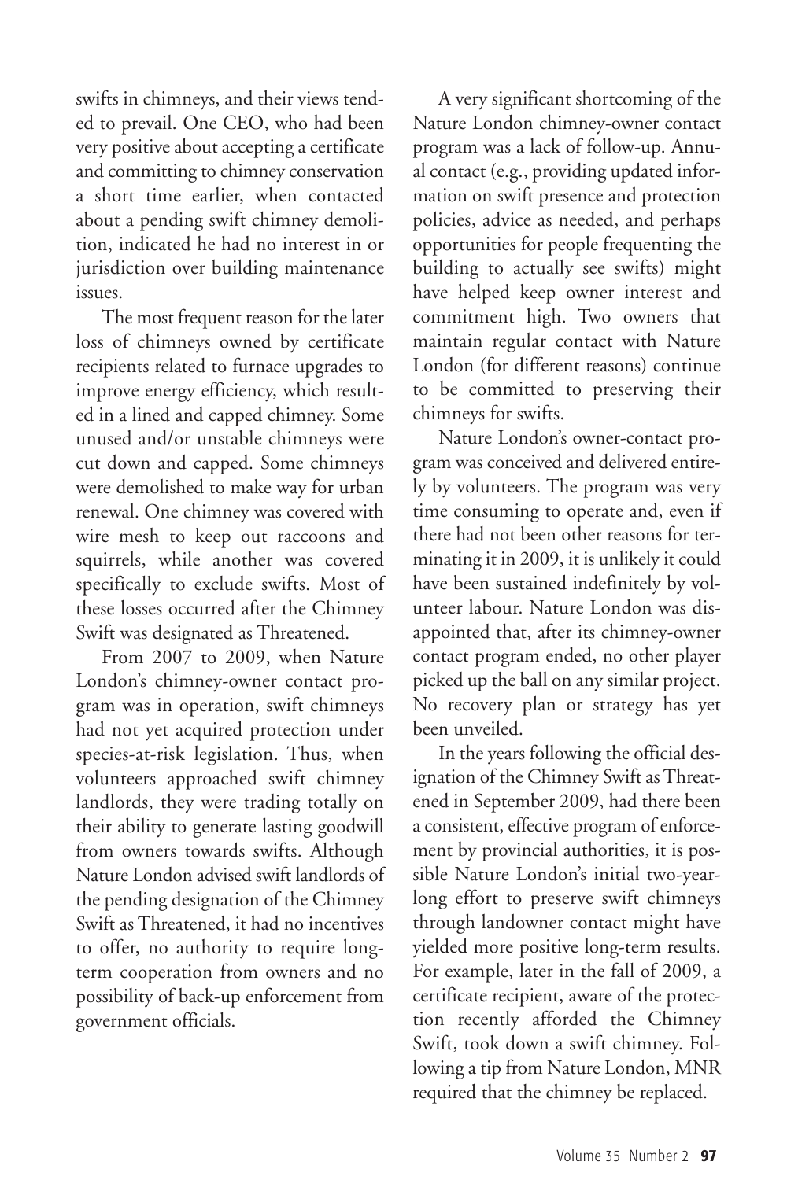swifts in chimneys, and their views tended to prevail. One CEO, who had been very positive about accepting a certificate and committing to chimney conservation a short time earlier, when contacted about a pending swift chimney demolition, indicated he had no interest in or jurisdiction over building maintenance issues.

The most frequent reason for the later loss of chimneys owned by certificate recipients related to furnace upgrades to improve energy efficiency, which resulted in a lined and capped chimney. Some unused and/or unstable chimneys were cut down and capped. Some chimneys were demolished to make way for urban renewal. One chimney was covered with wire mesh to keep out raccoons and squirrels, while another was covered specifically to exclude swifts. Most of these losses occurred after the Chimney Swift was designated as Threatened.

From 2007 to 2009, when Nature London's chimney-owner contact program was in operation, swift chimneys had not yet acquired protection under species-at-risk legislation. Thus, when volunteers approached swift chimney landlords, they were trading totally on their ability to generate lasting goodwill from owners towards swifts. Although Nature London advised swift landlords of the pending designation of the Chimney Swift as Threatened, it had no incentives to offer, no authority to require long-term cooperation from owners and no possibility of back-up enforcement from government officials.

A very significant shortcoming of the Nature London chimney-owner contact program was a lack of follow-up. Annual contact (e.g., providing updated information on swift presence and protection policies, advice as needed, and perhaps opportunities for people frequenting the building to actually see swifts) might have helped keep owner interest and commitment high. Two owners that maintain regular contact with Nature London (for different reasons) continue to be committed to preserving their chimneys for swifts.

Nature London's owner-contact program was conceived and delivered entirely by volunteers. The program was very time consuming to operate and, even if there had not been other reasons for terminating it in 2009, it is unlikely it could have been sustained indefinitely by volunteer labour. Nature London was disappointed that, after its chimney-owner contact program ended, no other player picked up the ball on any similar project. No recovery plan or strategy has yet been unveiled.

In the years following the official designation of the Chimney Swift as Threatened in September 2009, had there been a consistent, effective program of enforcement by provincial authorities, it is possible Nature London's initial two-year-long effort to preserve swift chimneys through landowner contact might have yielded more positive long-term results. For example, later in the fall of 2009, a certificate recipient, aware of the protection recently afforded the Chimney Swift, took down a swift chimney. Following a tip from Nature London, MNR required that the chimney be replaced.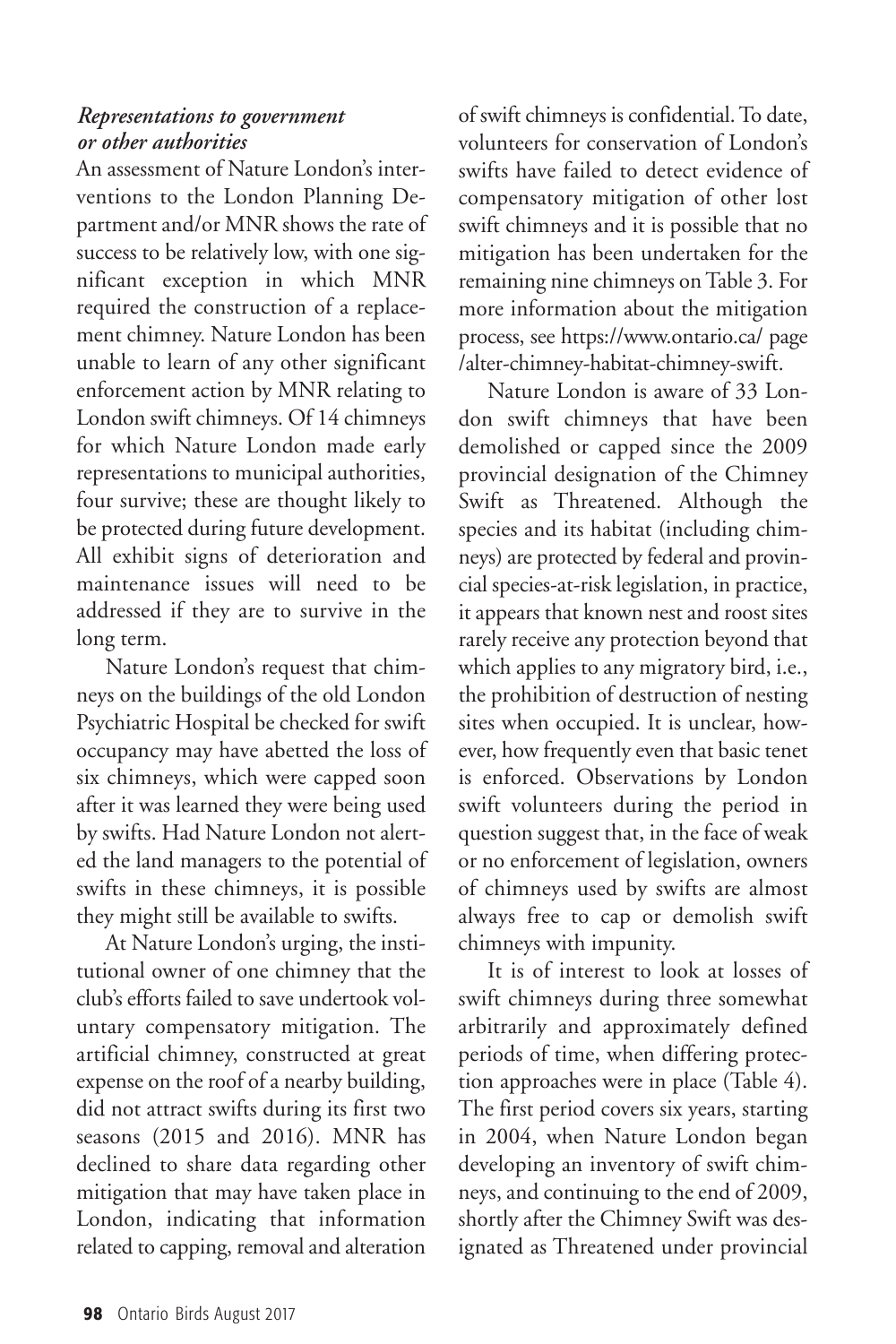### *Representations to government or other authorities*

An assessment of Nature London's interventions to the London Planning Department and/or MNR shows the rate of success to be relatively low, with one significant exception in which MNR required the construction of a replacement chimney. Nature London has been unable to learn of any other significant enforcement action by MNR relating to London swift chimneys. Of 14 chimneys for which Nature London made early representations to municipal authorities, four survive; these are thought likely to be protected during future development. All exhibit signs of deterioration and maintenance issues will need to be addressed if they are to survive in the long term.

Nature London's request that chimneys on the buildings of the old London Psychiatric Hospital be checked for swift occupancy may have abetted the loss of six chimneys, which were capped soon after it was learned they were being used by swifts. Had Nature London not alerted the land managers to the potential of swifts in these chimneys, it is possible they might still be available to swifts.

At Nature London's urging, the institutional owner of one chimney that the club's efforts failed to save undertook voluntary compensatory mitigation. The artificial chimney, constructed at great expense on the roof of a nearby building, did not attract swifts during its first two seasons (2015 and 2016). MNR has declined to share data regarding other mitigation that may have taken place in London, indicating that information related to capping, removal and alteration of swift chimneys is confidential. To date, volunteers for conservation of London's swifts have failed to detect evidence of compensatory mitigation of other lost swift chimneys and it is possible that no mitigation has been undertaken for the remaining nine chimneys on Table 3. For more information about the mitigation process, see https://www.ontario.ca/page/alter-chimney-habitat-chimney-swift.

Nature London is aware of 33 London swift chimneys that have been demolished or capped since the 2009 provincial designation of the Chimney Swift as Threatened. Although the species and its habitat (including chimneys) are protected by federal and provincial species-at-risk legislation, in practice, it appears that known nest and roost sites rarely receive any protection beyond that which applies to any migratory bird, i.e., the prohibition of destruction of nesting sites when occupied. It is unclear, however, how frequently even that basic tenet is enforced. Observations by London swift volunteers during the period in question suggest that, in the face of weak or no enforcement of legislation, owners of chimneys used by swifts are almost always free to cap or demolish swift chimneys with impunity.

It is of interest to look at losses of swift chimneys during three somewhat arbitrarily and approximately defined periods of time, when differing protection approaches were in place (Table 4). The first period covers six years, starting in 2004, when Nature London began developing an inventory of swift chimneys, and continuing to the end of 2009, shortly after the Chimney Swift was designated as Threatened under provincial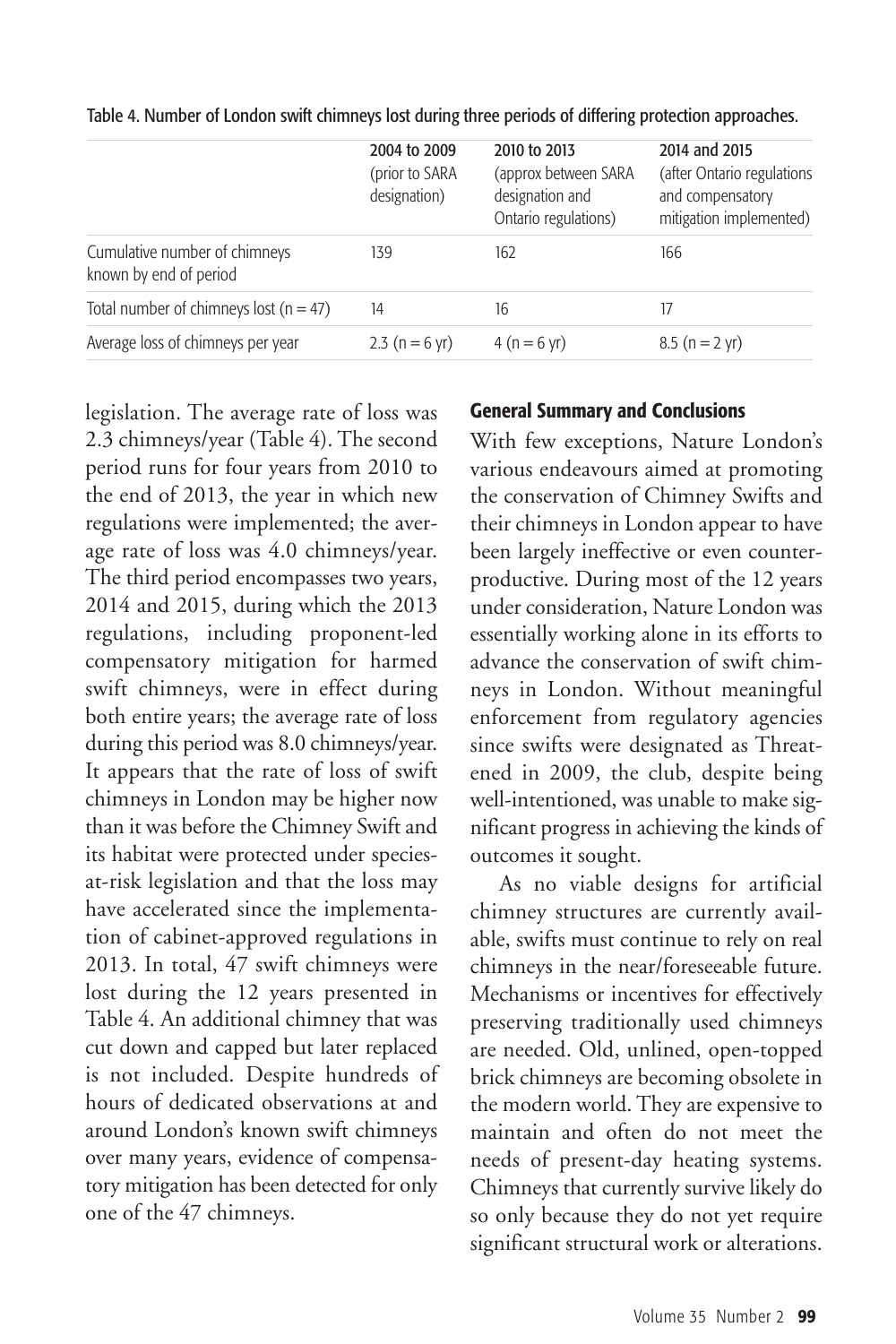Table 4. Number of London swift chimneys lost during three periods of differing protection approaches.

| | 2004 to 2009 (prior to SARA designation) | 2010 to 2013 (approx between SARA designation and Ontario regulations) | 2014 and 2015 (after Ontario regulations and compensatory mitigation implemented) |
|---|---|---|---|
| Cumulative number of chimneys known by end of period | 139 | 162 | 166 |
| Total number of chimneys lost (n = 47) | 14 | 16 | 17 |
| Average loss of chimneys per year | 2.3 (n = 6 yr) | 4 (n = 6 yr) | 8.5 (n = 2 yr) |

legislation. The average rate of loss was 2.3 chimneys/year (Table 4). The second period runs for four years from 2010 to the end of 2013, the year in which new regulations were implemented; the average rate of loss was 4.0 chimneys/year. The third period encompasses two years, 2014 and 2015, during which the 2013 regulations, including proponent-led compensatory mitigation for harmed swift chimneys, were in effect during both entire years; the average rate of loss during this period was 8.0 chimneys/year. It appears that the rate of loss of swift chimneys in London may be higher now than it was before the Chimney Swift and its habitat were protected under species-at-risk legislation and that the loss may have accelerated since the implementation of cabinet-approved regulations in 2013. In total, 47 swift chimneys were lost during the 12 years presented in Table 4. An additional chimney that was cut down and capped but later replaced is not included. Despite hundreds of hours of dedicated observations at and around London's known swift chimneys over many years, evidence of compensatory mitigation has been detected for only one of the 47 chimneys.

## General Summary and Conclusions

With few exceptions, Nature London's various endeavours aimed at promoting the conservation of Chimney Swifts and their chimneys in London appear to have been largely ineffective or even counterproductive. During most of the 12 years under consideration, Nature London was essentially working alone in its efforts to advance the conservation of swift chimneys in London. Without meaningful enforcement from regulatory agencies since swifts were designated as Threatened in 2009, the club, despite being well-intentioned, was unable to make significant progress in achieving the kinds of outcomes it sought.

As no viable designs for artificial chimney structures are currently available, swifts must continue to rely on real chimneys in the near/foreseeable future. Mechanisms or incentives for effectively preserving traditionally used chimneys are needed. Old, unlined, open-topped brick chimneys are becoming obsolete in the modern world. They are expensive to maintain and often do not meet the needs of present-day heating systems. Chimneys that currently survive likely do so only because they do not yet require significant structural work or alterations.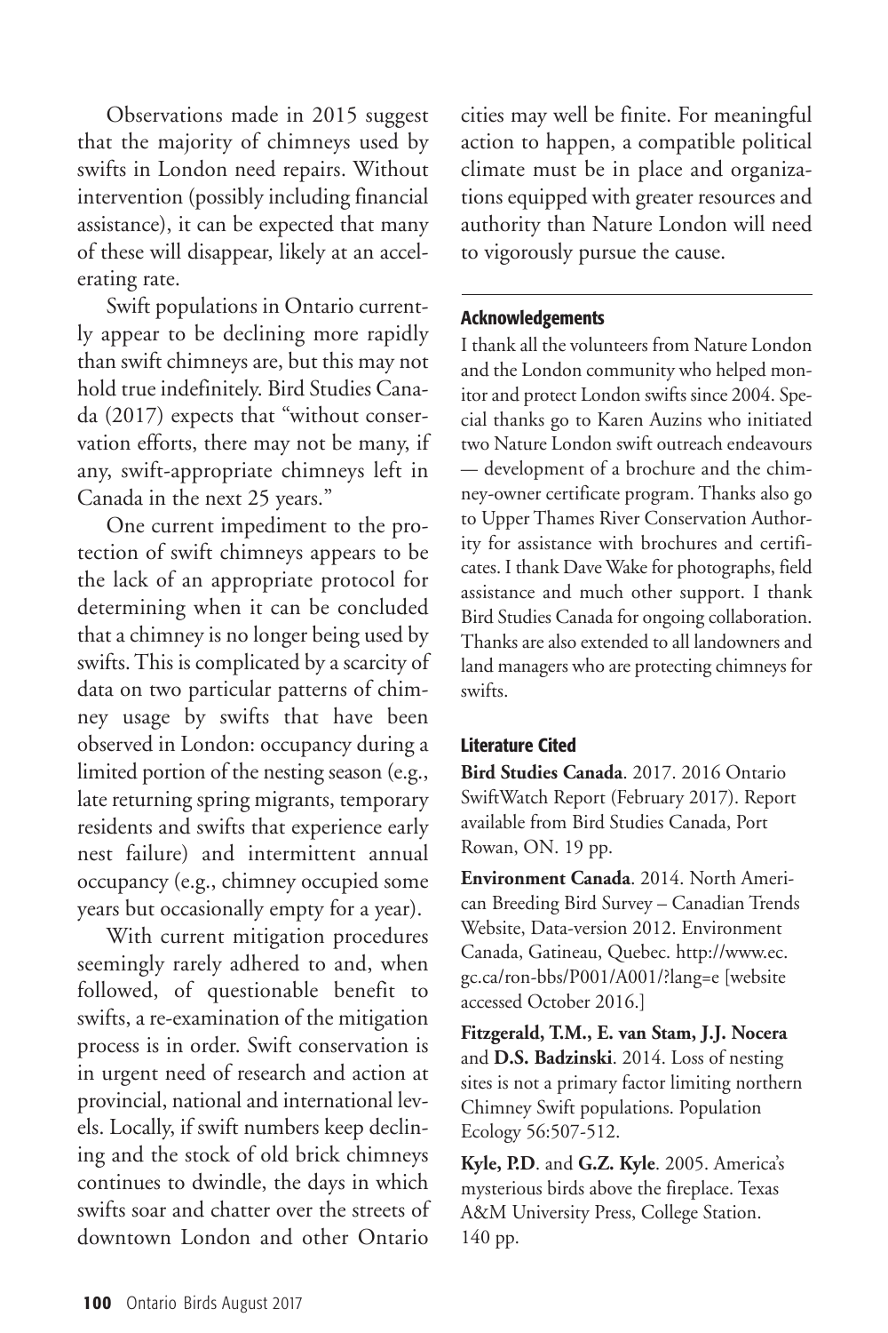Observations made in 2015 suggest that the majority of chimneys used by swifts in London need repairs. Without intervention (possibly including financial assistance), it can be expected that many of these will disappear, likely at an accelerating rate.

Swift populations in Ontario currently appear to be declining more rapidly than swift chimneys are, but this may not hold true indefinitely. Bird Studies Canada (2017) expects that "without conservation efforts, there may not be many, if any, swift-appropriate chimneys left in Canada in the next 25 years."

One current impediment to the protection of swift chimneys appears to be the lack of an appropriate protocol for determining when it can be concluded that a chimney is no longer being used by swifts. This is complicated by a scarcity of data on two particular patterns of chimney usage by swifts that have been observed in London: occupancy during a limited portion of the nesting season (e.g., late returning spring migrants, temporary residents and swifts that experience early nest failure) and intermittent annual occupancy (e.g., chimney occupied some years but occasionally empty for a year).

With current mitigation procedures seemingly rarely adhered to and, when followed, of questionable benefit to swifts, a re-examination of the mitigation process is in order. Swift conservation is in urgent need of research and action at provincial, national and international levels. Locally, if swift numbers keep declining and the stock of old brick chimneys continues to dwindle, the days in which swifts soar and chatter over the streets of downtown London and other Ontario cities may well be finite. For meaningful action to happen, a compatible political climate must be in place and organizations equipped with greater resources and authority than Nature London will need to vigorously pursue the cause.

## Acknowledgements

I thank all the volunteers from Nature London and the London community who helped monitor and protect London swifts since 2004. Special thanks go to Karen Auzins who initiated two Nature London swift outreach endeavours — development of a brochure and the chimney-owner certificate program. Thanks also go to Upper Thames River Conservation Authority for assistance with brochures and certificates. I thank Dave Wake for photographs, field assistance and much other support. I thank Bird Studies Canada for ongoing collaboration. Thanks are also extended to all landowners and land managers who are protecting chimneys for swifts.

## Literature Cited

**Bird Studies Canada**. 2017. 2016 Ontario SwiftWatch Report (February 2017). Report available from Bird Studies Canada, Port Rowan, ON. 19 pp.

**Environment Canada**. 2014. North American Breeding Bird Survey – Canadian Trends Website, Data-version 2012. Environment Canada, Gatineau, Quebec. http://www.ec.gc.ca/ron-bbs/P001/A001/?lang=e [website accessed October 2016.]

**Fitzgerald, T.M., E. van Stam, J.J. Nocera** and **D.S. Badzinski**. 2014. Loss of nesting sites is not a primary factor limiting northern Chimney Swift populations. Population Ecology 56:507-512.

**Kyle, P.D**. and **G.Z. Kyle**. 2005. America's mysterious birds above the fireplace. Texas A&M University Press, College Station. 140 pp.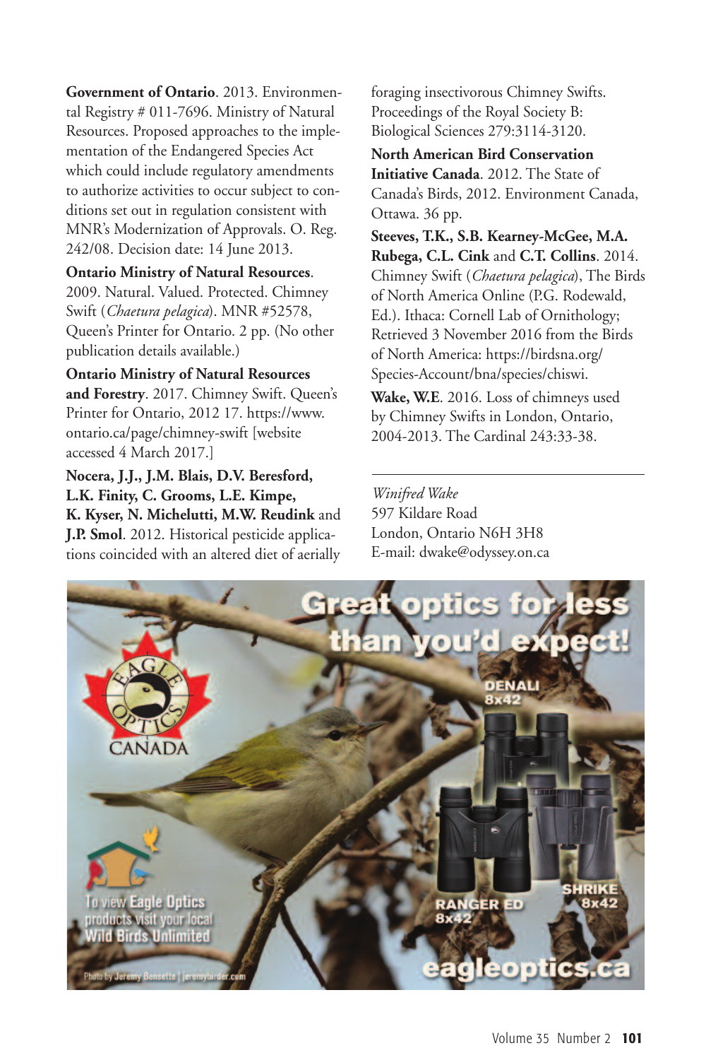**Government of Ontario**. 2013. Environmental Registry # 011-7696. Ministry of Natural Resources. Proposed approaches to the implementation of the Endangered Species Act which could include regulatory amendments to authorize activities to occur subject to conditions set out in regulation consistent with MNR's Modernization of Approvals. O. Reg. 242/08. Decision date: 14 June 2013.

**Ontario Ministry of Natural Resources**. 2009. Natural. Valued. Protected. Chimney Swift (*Chaetura pelagica*). MNR #52578, Queen's Printer for Ontario. 2 pp. (No other publication details available.)

**Ontario Ministry of Natural Resources and Forestry**. 2017. Chimney Swift. Queen's Printer for Ontario, 2012 17. https://www.ontario.ca/page/chimney-swift [website accessed 4 March 2017.]

**Nocera, J.J., J.M. Blais, D.V. Beresford, L.K. Finity, C. Grooms, L.E. Kimpe, K. Kyser, N. Michelutti, M.W. Reudink** and **J.P. Smol**. 2012. Historical pesticide applications coincided with an altered diet of aerially foraging insectivorous Chimney Swifts. Proceedings of the Royal Society B: Biological Sciences 279:3114-3120.

**North American Bird Conservation Initiative Canada**. 2012. The State of Canada's Birds, 2012. Environment Canada, Ottawa. 36 pp.

**Steeves, T.K., S.B. Kearney-McGee, M.A. Rubega, C.L. Cink** and **C.T. Collins**. 2014. Chimney Swift (*Chaetura pelagica*), The Birds of North America Online (P.G. Rodewald, Ed.). Ithaca: Cornell Lab of Ornithology; Retrieved 3 November 2016 from the Birds of North America: https://birdsna.org/Species-Account/bna/species/chiswi.

**Wake, W.E**. 2016. Loss of chimneys used by Chimney Swifts in London, Ontario, 2004-2013. The Cardinal 243:33-38.

---

*Winifred Wake*
597 Kildare Road
London, Ontario N6H 3H8
E-mail: dwake@odyssey.on.ca

Great optics for less than you'd expect!

EAGLE OPTICS CANADA

DENALI 8x42

RANGER ED 8x42

SHRIKE 8x42

To view Eagle Optics products visit your local Wild Birds Unlimited

eagleoptics.ca

Photo by Jeremy Bensette | jeremybirder.com